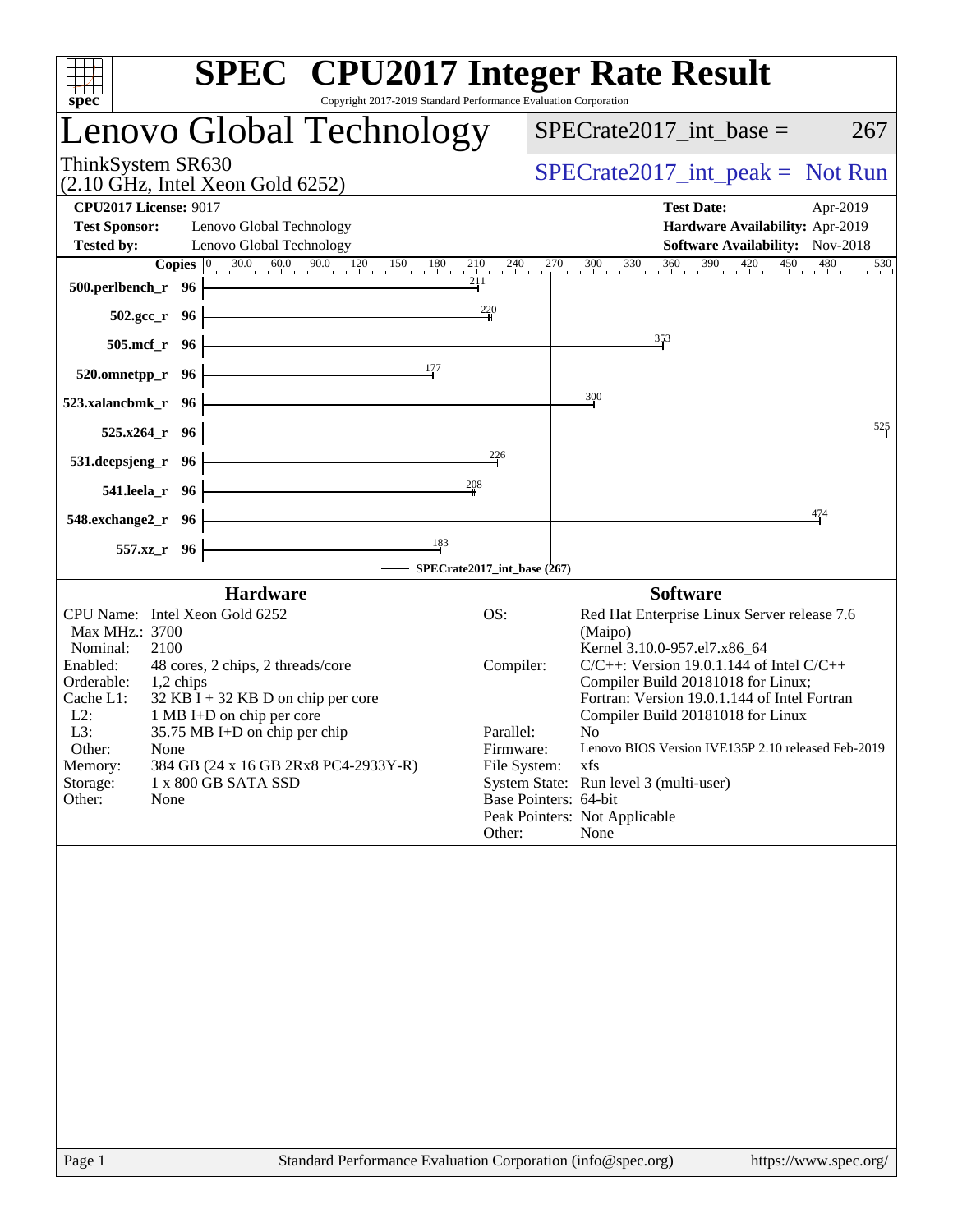# SPEC CPU2017 Integer Rate Result

Copyright 2017-2019 Standard Performance Evaluation Corporation

## Lenovo Global Technology

ThinkSystem SR630
(2.10 GHz, Intel Xeon Gold 6252)

SPECrate2017_int_base = 267

SPECrate2017_int_peak = Not Run

**CPU2017 License:** 9017
**Test Sponsor:** Lenovo Global Technology
**Tested by:** Lenovo Global Technology

**Test Date:** Apr-2019
**Hardware Availability:** Apr-2019
**Software Availability:** Nov-2018

| Benchmark | Copies | Base |
|---|---|---|
| 500.perlbench_r | 96 | 211 |
| 502.gcc_r | 96 | 220 |
| 505.mcf_r | 96 | 353 |
| 520.omnetpp_r | 96 | 177 |
| 523.xalancbmk_r | 96 | 300 |
| 525.x264_r | 96 | 525 |
| 531.deepsjeng_r | 96 | 226 |
| 541.leela_r | 96 | 208 |
| 548.exchange2_r | 96 | 474 |
| 557.xz_r | 96 | 183 |

SPECrate2017_int_base (267)

### Hardware

| | |
|---|---|
| CPU Name: | Intel Xeon Gold 6252 |
| Max MHz.: | 3700 |
| Nominal: | 2100 |
| Enabled: | 48 cores, 2 chips, 2 threads/core |
| Orderable: | 1,2 chips |
| Cache L1: | 32 KB I + 32 KB D on chip per core |
| L2: | 1 MB I+D on chip per core |
| L3: | 35.75 MB I+D on chip per chip |
| Other: | None |
| Memory: | 384 GB (24 x 16 GB 2Rx8 PC4-2933Y-R) |
| Storage: | 1 x 800 GB SATA SSD |
| Other: | None |

### Software

| | |
|---|---|
| OS: | Red Hat Enterprise Linux Server release 7.6 (Maipo) Kernel 3.10.0-957.el7.x86_64 |
| Compiler: | C/C++: Version 19.0.1.144 of Intel C/C++ Compiler Build 20181018 for Linux; Fortran: Version 19.0.1.144 of Intel Fortran Compiler Build 20181018 for Linux |
| Parallel: | No |
| Firmware: | Lenovo BIOS Version IVE135P 2.10 released Feb-2019 |
| File System: | xfs |
| System State: | Run level 3 (multi-user) |
| Base Pointers: | 64-bit |
| Peak Pointers: | Not Applicable |
| Other: | None |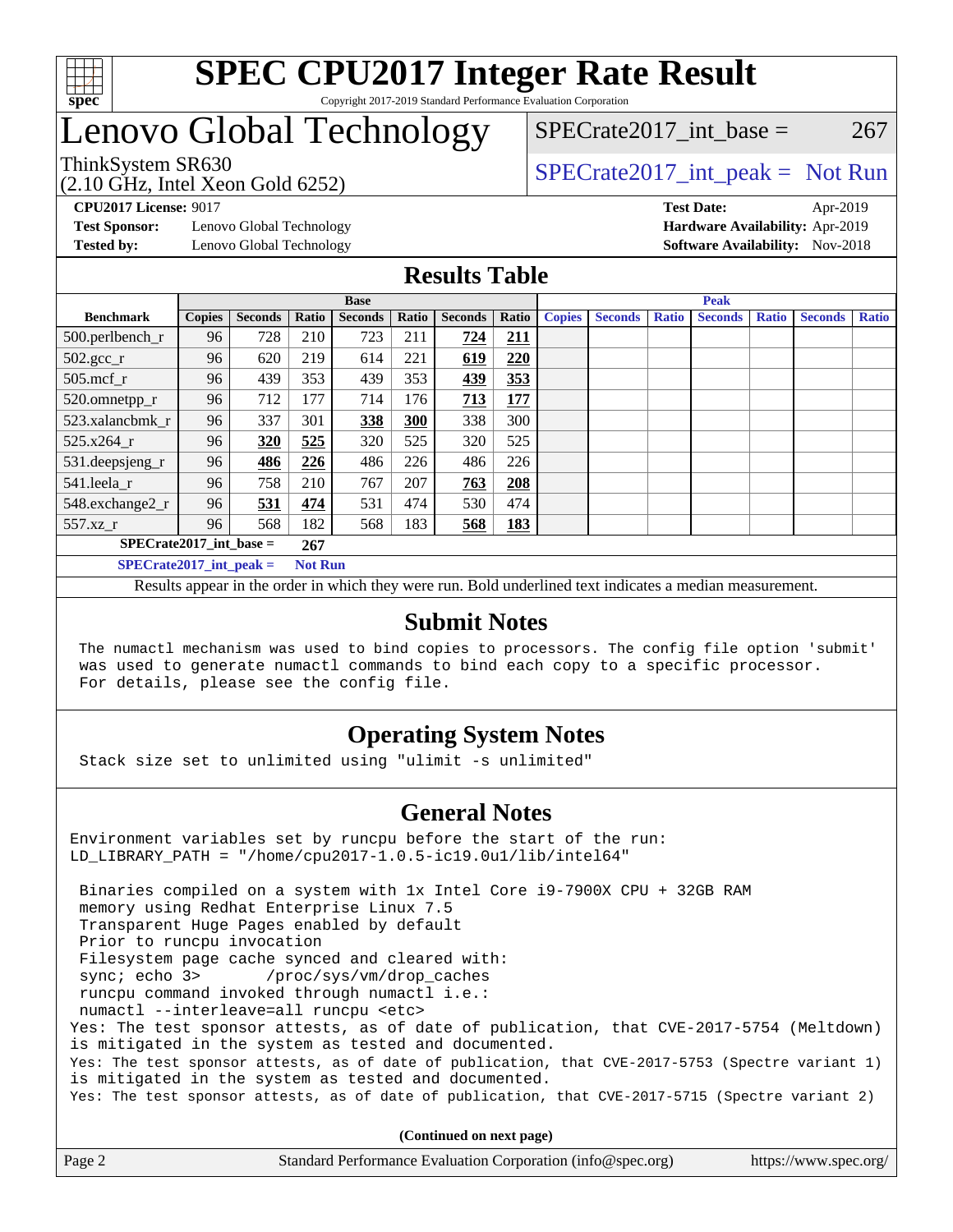# SPEC CPU2017 Integer Rate Result

Copyright 2017-2019 Standard Performance Evaluation Corporation

# Lenovo Global Technology

ThinkSystem SR630
(2.10 GHz, Intel Xeon Gold 6252)

SPECrate2017_int_base = 267

SPECrate2017_int_peak = Not Run

**CPU2017 License:** 9017
**Test Sponsor:** Lenovo Global Technology
**Tested by:** Lenovo Global Technology
**Test Date:** Apr-2019
**Hardware Availability:** Apr-2019
**Software Availability:** Nov-2018

## Results Table

| Benchmark | Base | | | | | | | Peak | | | | | | |
|---|---|---|---|---|---|---|---|---|---|---|---|---|---|---|
| | Copies | Seconds | Ratio | Seconds | Ratio | Seconds | Ratio | Copies | Seconds | Ratio | Seconds | Ratio | Seconds | Ratio |
| 500.perlbench_r | 96 | 728 | 210 | 723 | 211 | **724** | **211** | | | | | | | |
| 502.gcc_r | 96 | 620 | 219 | 614 | 221 | **619** | **220** | | | | | | | |
| 505.mcf_r | 96 | 439 | 353 | 439 | 353 | **439** | **353** | | | | | | | |
| 520.omnetpp_r | 96 | 712 | 177 | 714 | 176 | **713** | **177** | | | | | | | |
| 523.xalancbmk_r | 96 | 337 | 301 | **338** | **300** | 338 | 300 | | | | | | | |
| 525.x264_r | 96 | **320** | **525** | 320 | 525 | 320 | 525 | | | | | | | |
| 531.deepsjeng_r | 96 | **486** | **226** | 486 | 226 | 486 | 226 | | | | | | | |
| 541.leela_r | 96 | 758 | 210 | 767 | 207 | **763** | **208** | | | | | | | |
| 548.exchange2_r | 96 | **531** | **474** | 531 | 474 | 530 | 474 | | | | | | | |
| 557.xz_r | 96 | 568 | 182 | 568 | 183 | **568** | **183** | | | | | | | |

SPECrate2017_int_base = 267

SPECrate2017_int_peak = Not Run

Results appear in the order in which they were run. Bold underlined text indicates a median measurement.

## Submit Notes

```
The numactl mechanism was used to bind copies to processors. The config file option 'submit'
was used to generate numactl commands to bind each copy to a specific processor.
For details, please see the config file.
```

## Operating System Notes

```
Stack size set to unlimited using "ulimit -s unlimited"
```

## General Notes

```
Environment variables set by runcpu before the start of the run:
LD_LIBRARY_PATH = "/home/cpu2017-1.0.5-ic19.0u1/lib/intel64"

 Binaries compiled on a system with 1x Intel Core i9-7900X CPU + 32GB RAM
 memory using Redhat Enterprise Linux 7.5
 Transparent Huge Pages enabled by default
 Prior to runcpu invocation
 Filesystem page cache synced and cleared with:
 sync; echo 3>       /proc/sys/vm/drop_caches
 runcpu command invoked through numactl i.e.:
 numactl --interleave=all runcpu <etc>
Yes: The test sponsor attests, as of date of publication, that CVE-2017-5754 (Meltdown)
is mitigated in the system as tested and documented.
Yes: The test sponsor attests, as of date of publication, that CVE-2017-5753 (Spectre variant 1)
is mitigated in the system as tested and documented.
Yes: The test sponsor attests, as of date of publication, that CVE-2017-5715 (Spectre variant 2)
```

**(Continued on next page)**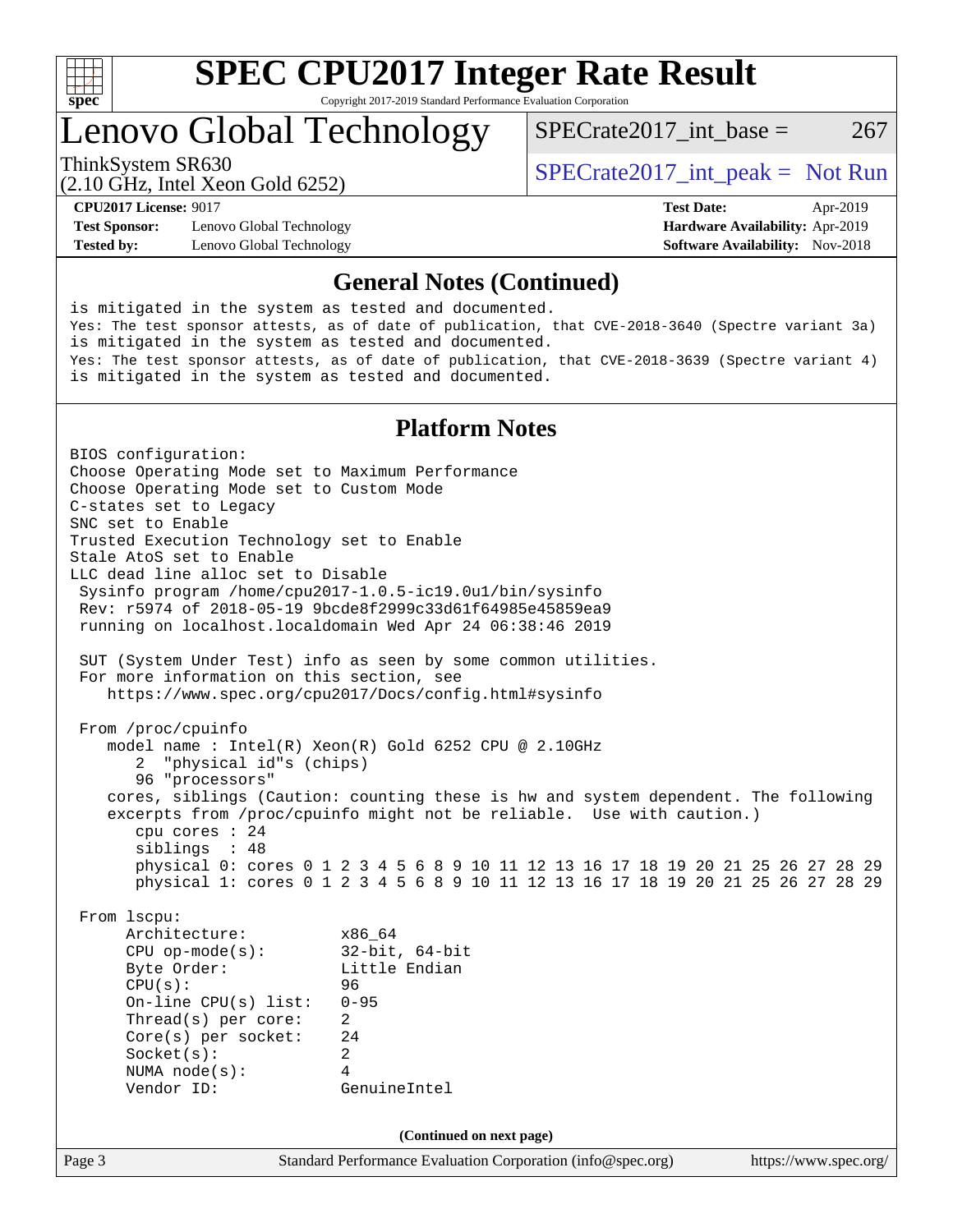# SPEC CPU2017 Integer Rate Result

Copyright 2017-2019 Standard Performance Evaluation Corporation

## Lenovo Global Technology

ThinkSystem SR630
(2.10 GHz, Intel Xeon Gold 6252)

SPECrate2017_int_base = 267

SPECrate2017_int_peak = Not Run

**CPU2017 License:** 9017
**Test Sponsor:** Lenovo Global Technology
**Tested by:** Lenovo Global Technology

**Test Date:** Apr-2019
**Hardware Availability:** Apr-2019
**Software Availability:** Nov-2018

## General Notes (Continued)

```
is mitigated in the system as tested and documented.
Yes: The test sponsor attests, as of date of publication, that CVE-2018-3640 (Spectre variant 3a)
is mitigated in the system as tested and documented.
Yes: The test sponsor attests, as of date of publication, that CVE-2018-3639 (Spectre variant 4)
is mitigated in the system as tested and documented.
```

## Platform Notes

```
BIOS configuration:
Choose Operating Mode set to Maximum Performance
Choose Operating Mode set to Custom Mode
C-states set to Legacy
SNC set to Enable
Trusted Execution Technology set to Enable
Stale AtoS set to Enable
LLC dead line alloc set to Disable
 Sysinfo program /home/cpu2017-1.0.5-ic19.0u1/bin/sysinfo
 Rev: r5974 of 2018-05-19 9bcde8f2999c33d61f64985e45859ea9
 running on localhost.localdomain Wed Apr 24 06:38:46 2019

 SUT (System Under Test) info as seen by some common utilities.
 For more information on this section, see
    https://www.spec.org/cpu2017/Docs/config.html#sysinfo

 From /proc/cpuinfo
    model name : Intel(R) Xeon(R) Gold 6252 CPU @ 2.10GHz
       2  "physical id"s (chips)
       96 "processors"
    cores, siblings (Caution: counting these is hw and system dependent. The following
    excerpts from /proc/cpuinfo might not be reliable.  Use with caution.)
       cpu cores : 24
       siblings  : 48
       physical 0: cores 0 1 2 3 4 5 6 8 9 10 11 12 13 16 17 18 19 20 21 25 26 27 28 29
       physical 1: cores 0 1 2 3 4 5 6 8 9 10 11 12 13 16 17 18 19 20 21 25 26 27 28 29

 From lscpu:
      Architecture:          x86_64
      CPU op-mode(s):        32-bit, 64-bit
      Byte Order:            Little Endian
      CPU(s):                96
      On-line CPU(s) list:   0-95
      Thread(s) per core:    2
      Core(s) per socket:    24
      Socket(s):             2
      NUMA node(s):          4
      Vendor ID:             GenuineIntel
```

**(Continued on next page)**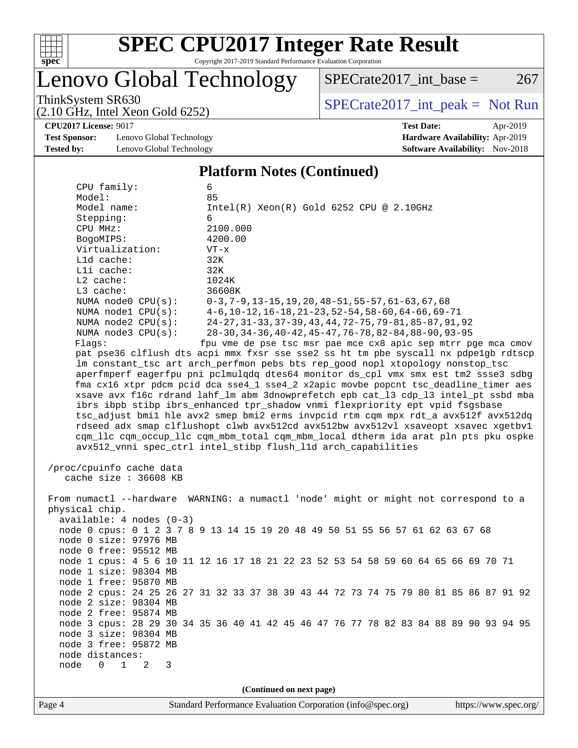## Platform Notes (Continued)

```
    CPU family:          6
    Model:               85
    Model name:          Intel(R) Xeon(R) Gold 6252 CPU @ 2.10GHz
    Stepping:            6
    CPU MHz:             2100.000
    BogoMIPS:            4200.00
    Virtualization:      VT-x
    L1d cache:           32K
    L1i cache:           32K
    L2 cache:            1024K
    L3 cache:            36608K
    NUMA node0 CPU(s):   0-3,7-9,13-15,19,20,48-51,55-57,61-63,67,68
    NUMA node1 CPU(s):   4-6,10-12,16-18,21-23,52-54,58-60,64-66,69-71
    NUMA node2 CPU(s):   24-27,31-33,37-39,43,44,72-75,79-81,85-87,91,92
    NUMA node3 CPU(s):   28-30,34-36,40-42,45-47,76-78,82-84,88-90,93-95
    Flags:              fpu vme de pse tsc msr pae mce cx8 apic sep mtrr pge mca cmov
    pat pse36 clflush dts acpi mmx fxsr sse sse2 ss ht tm pbe syscall nx pdpe1gb rdtscp
    lm constant_tsc art arch_perfmon pebs bts rep_good nopl xtopology nonstop_tsc
    aperfmperf eagerfpu pni pclmulqdq dtes64 monitor ds_cpl vmx smx est tm2 ssse3 sdbg
    fma cx16 xtpr pdcm pcid dca sse4_1 sse4_2 x2apic movbe popcnt tsc_deadline_timer aes
    xsave avx f16c rdrand lahf_lm abm 3dnowprefetch epb cat_l3 cdp_l3 intel_pt ssbd mba
    ibrs ibpb stibp ibrs_enhanced tpr_shadow vnmi flexpriority ept vpid fsgsbase
    tsc_adjust bmi1 hle avx2 smep bmi2 erms invpcid rtm cqm mpx rdt_a avx512f avx512dq
    rdseed adx smap clflushopt clwb avx512cd avx512bw avx512vl xsaveopt xsavec xgetbv1
    cqm_llc cqm_occup_llc cqm_mbm_total cqm_mbm_local dtherm ida arat pln pts pku ospke
    avx512_vnni spec_ctrl intel_stibp flush_l1d arch_capabilities

 /proc/cpuinfo cache data
    cache size : 36608 KB

 From numactl --hardware  WARNING: a numactl 'node' might or might not correspond to a
 physical chip.
   available: 4 nodes (0-3)
   node 0 cpus: 0 1 2 3 7 8 9 13 14 15 19 20 48 49 50 51 55 56 57 61 62 63 67 68
   node 0 size: 97976 MB
   node 0 free: 95512 MB
   node 1 cpus: 4 5 6 10 11 12 16 17 18 21 22 23 52 53 54 58 59 60 64 65 66 69 70 71
   node 1 size: 98304 MB
   node 1 free: 95870 MB
   node 2 cpus: 24 25 26 27 31 32 33 37 38 39 43 44 72 73 74 75 79 80 81 85 86 87 91 92
   node 2 size: 98304 MB
   node 2 free: 95874 MB
   node 3 cpus: 28 29 30 34 35 36 40 41 42 45 46 47 76 77 78 82 83 84 88 89 90 93 94 95
   node 3 size: 98304 MB
   node 3 free: 95872 MB
   node distances:
   node   0   1   2   3
```

(Continued on next page)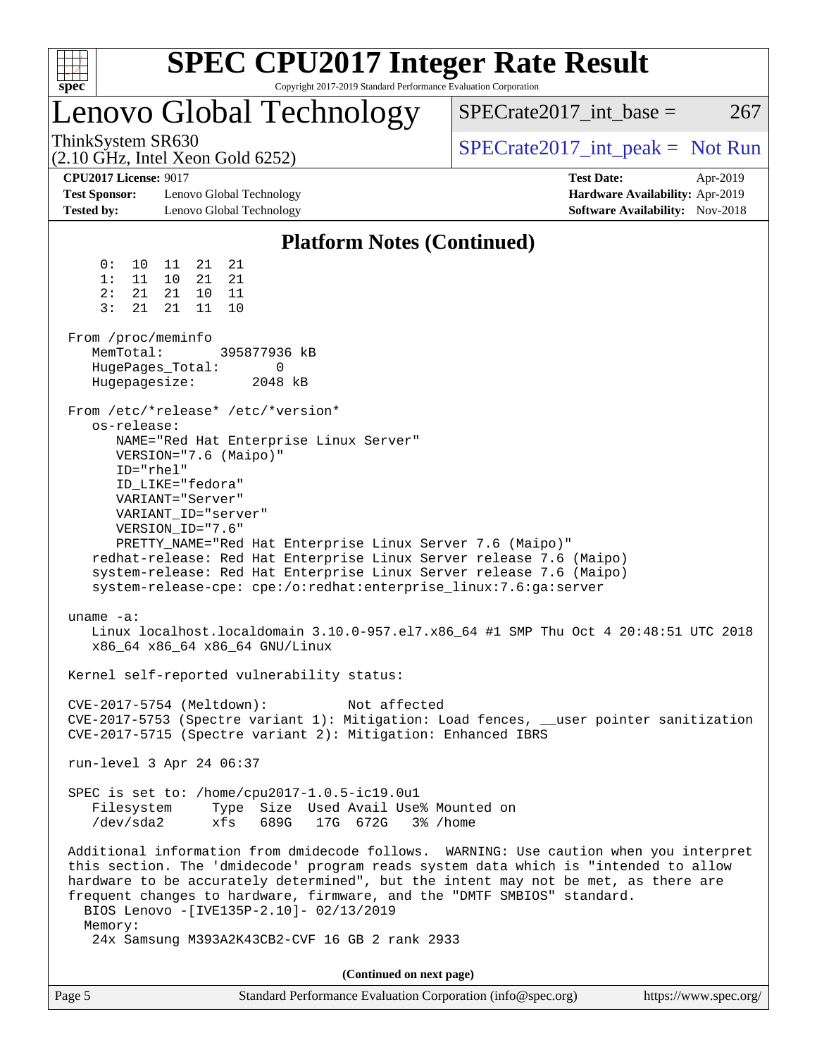# SPEC CPU2017 Integer Rate Result

Copyright 2017-2019 Standard Performance Evaluation Corporation

## Lenovo Global Technology

ThinkSystem SR630
(2.10 GHz, Intel Xeon Gold 6252)

SPECrate2017_int_base = 267

SPECrate2017_int_peak = Not Run

**CPU2017 License:** 9017
**Test Sponsor:** Lenovo Global Technology
**Tested by:** Lenovo Global Technology

**Test Date:** Apr-2019
**Hardware Availability:** Apr-2019
**Software Availability:** Nov-2018

### Platform Notes (Continued)

```
     0:  10  11  21  21
     1:  11  10  21  21
     2:  21  21  10  11
     3:  21  21  11  10

 From /proc/meminfo
    MemTotal:       395877936 kB
    HugePages_Total:       0
    Hugepagesize:       2048 kB

 From /etc/*release* /etc/*version*
    os-release:
       NAME="Red Hat Enterprise Linux Server"
       VERSION="7.6 (Maipo)"
       ID="rhel"
       ID_LIKE="fedora"
       VARIANT="Server"
       VARIANT_ID="server"
       VERSION_ID="7.6"
       PRETTY_NAME="Red Hat Enterprise Linux Server 7.6 (Maipo)"
    redhat-release: Red Hat Enterprise Linux Server release 7.6 (Maipo)
    system-release: Red Hat Enterprise Linux Server release 7.6 (Maipo)
    system-release-cpe: cpe:/o:redhat:enterprise_linux:7.6:ga:server

 uname -a:
    Linux localhost.localdomain 3.10.0-957.el7.x86_64 #1 SMP Thu Oct 4 20:48:51 UTC 2018
    x86_64 x86_64 x86_64 GNU/Linux

 Kernel self-reported vulnerability status:

 CVE-2017-5754 (Meltdown):          Not affected
 CVE-2017-5753 (Spectre variant 1): Mitigation: Load fences, __user pointer sanitization
 CVE-2017-5715 (Spectre variant 2): Mitigation: Enhanced IBRS

 run-level 3 Apr 24 06:37

 SPEC is set to: /home/cpu2017-1.0.5-ic19.0u1
    Filesystem     Type  Size  Used Avail Use% Mounted on
    /dev/sda2      xfs   689G   17G  672G   3% /home

 Additional information from dmidecode follows.  WARNING: Use caution when you interpret
 this section. The 'dmidecode' program reads system data which is "intended to allow
 hardware to be accurately determined", but the intent may not be met, as there are
 frequent changes to hardware, firmware, and the "DMTF SMBIOS" standard.
   BIOS Lenovo -[IVE135P-2.10]- 02/13/2019
   Memory:
    24x Samsung M393A2K43CB2-CVF 16 GB 2 rank 2933
```

(Continued on next page)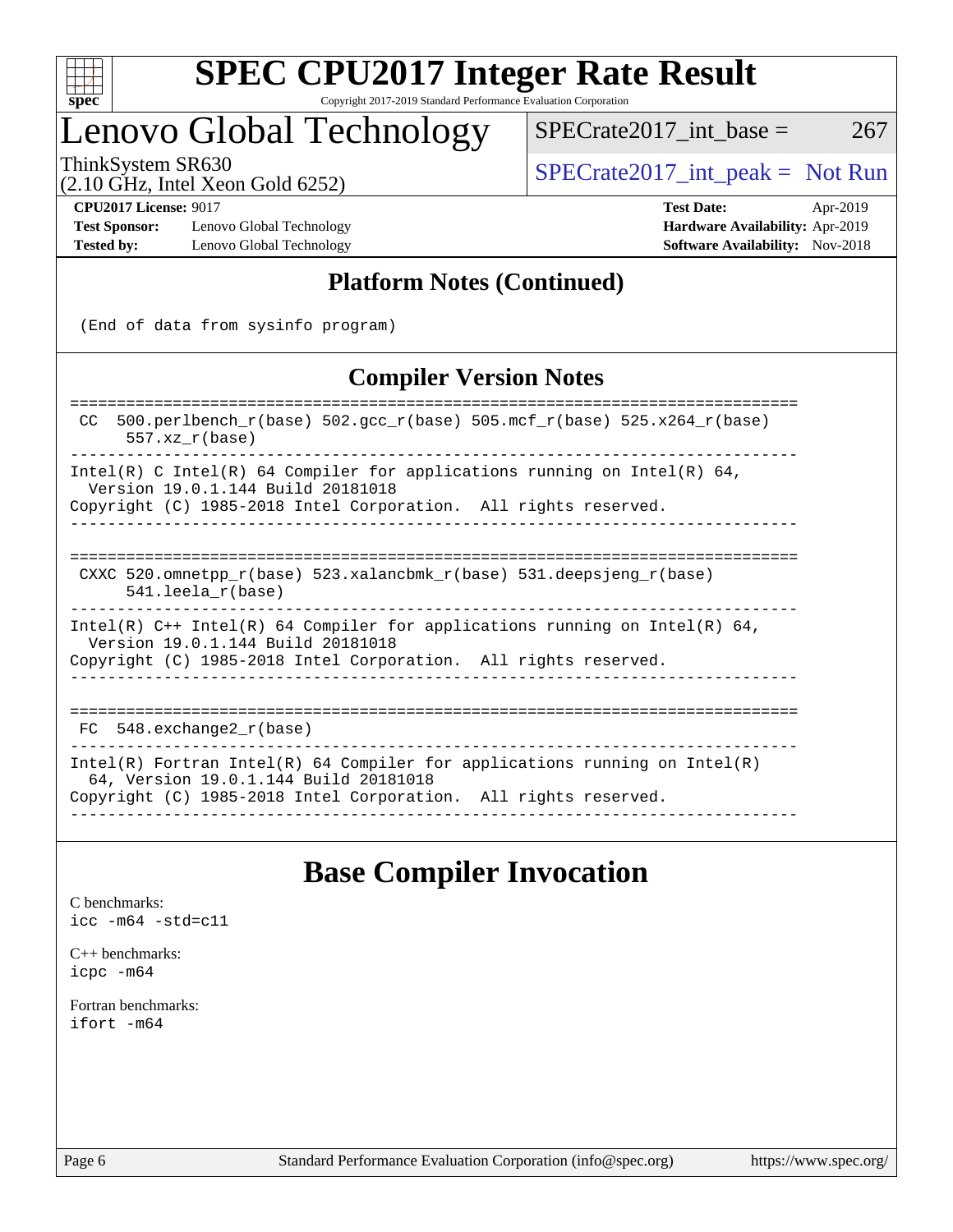# SPEC CPU2017 Integer Rate Result

Copyright 2017-2019 Standard Performance Evaluation Corporation

# Lenovo Global Technology

ThinkSystem SR630
(2.10 GHz, Intel Xeon Gold 6252)

SPECrate2017_int_base = 267

SPECrate2017_int_peak = Not Run

**CPU2017 License:** 9017
**Test Sponsor:** Lenovo Global Technology
**Tested by:** Lenovo Global Technology

**Test Date:** Apr-2019
**Hardware Availability:** Apr-2019
**Software Availability:** Nov-2018

## Platform Notes (Continued)

```
(End of data from sysinfo program)
```

## Compiler Version Notes

```
==============================================================================
 CC  500.perlbench_r(base) 502.gcc_r(base) 505.mcf_r(base) 525.x264_r(base)
      557.xz_r(base)
------------------------------------------------------------------------------
Intel(R) C Intel(R) 64 Compiler for applications running on Intel(R) 64,
  Version 19.0.1.144 Build 20181018
Copyright (C) 1985-2018 Intel Corporation.  All rights reserved.
------------------------------------------------------------------------------

==============================================================================
 CXXC 520.omnetpp_r(base) 523.xalancbmk_r(base) 531.deepsjeng_r(base)
      541.leela_r(base)
------------------------------------------------------------------------------
Intel(R) C++ Intel(R) 64 Compiler for applications running on Intel(R) 64,
  Version 19.0.1.144 Build 20181018
Copyright (C) 1985-2018 Intel Corporation.  All rights reserved.
------------------------------------------------------------------------------

==============================================================================
 FC  548.exchange2_r(base)
------------------------------------------------------------------------------
Intel(R) Fortran Intel(R) 64 Compiler for applications running on Intel(R)
  64, Version 19.0.1.144 Build 20181018
Copyright (C) 1985-2018 Intel Corporation.  All rights reserved.
------------------------------------------------------------------------------
```

## Base Compiler Invocation

C benchmarks:
`icc -m64 -std=c11`

C++ benchmarks:
`icpc -m64`

Fortran benchmarks:
`ifort -m64`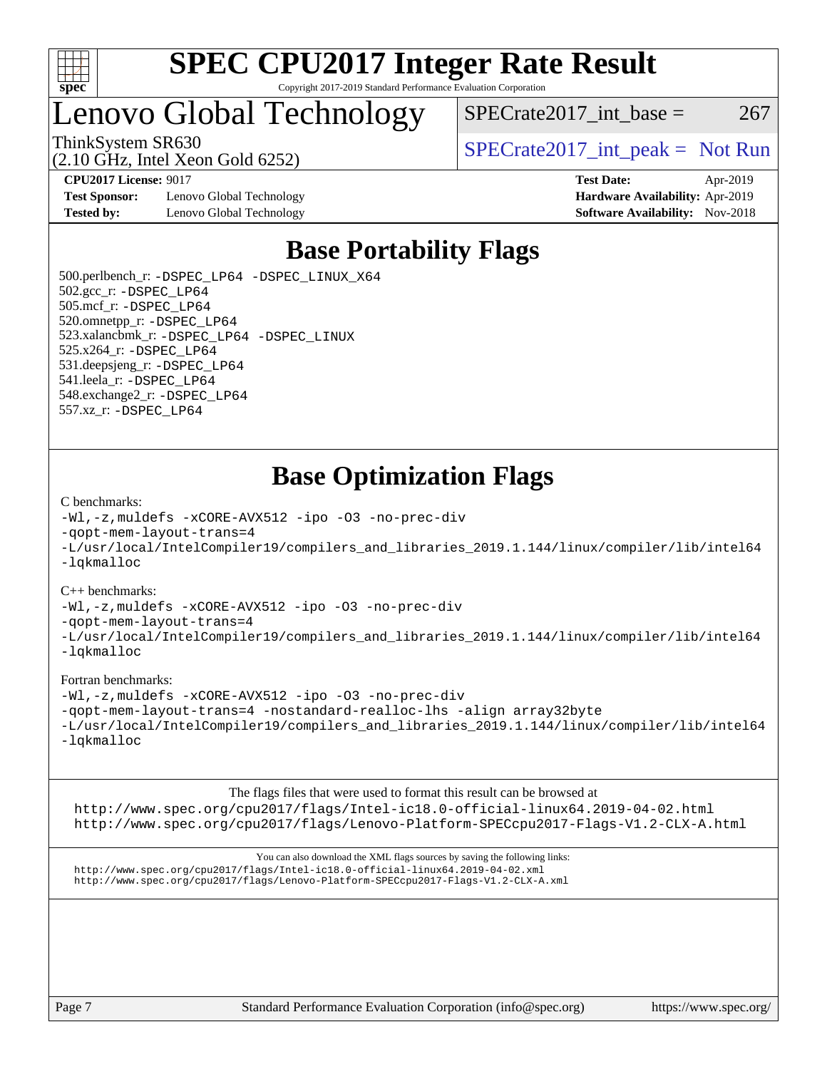# SPEC CPU2017 Integer Rate Result

Copyright 2017-2019 Standard Performance Evaluation Corporation

# Lenovo Global Technology

ThinkSystem SR630
(2.10 GHz, Intel Xeon Gold 6252)

SPECrate2017_int_base = 267

SPECrate2017_int_peak = Not Run

| | | | |
|---|---|---|---|
| **CPU2017 License:** | 9017 | **Test Date:** | Apr-2019 |
| **Test Sponsor:** | Lenovo Global Technology | **Hardware Availability:** | Apr-2019 |
| **Tested by:** | Lenovo Global Technology | **Software Availability:** | Nov-2018 |

## Base Portability Flags

500.perlbench_r: -DSPEC_LP64 -DSPEC_LINUX_X64
502.gcc_r: -DSPEC_LP64
505.mcf_r: -DSPEC_LP64
520.omnetpp_r: -DSPEC_LP64
523.xalancbmk_r: -DSPEC_LP64 -DSPEC_LINUX
525.x264_r: -DSPEC_LP64
531.deepsjeng_r: -DSPEC_LP64
541.leela_r: -DSPEC_LP64
548.exchange2_r: -DSPEC_LP64
557.xz_r: -DSPEC_LP64

## Base Optimization Flags

C benchmarks:

-Wl,-z,muldefs -xCORE-AVX512 -ipo -O3 -no-prec-div
-qopt-mem-layout-trans=4
-L/usr/local/IntelCompiler19/compilers_and_libraries_2019.1.144/linux/compiler/lib/intel64
-lqkmalloc

C++ benchmarks:

-Wl,-z,muldefs -xCORE-AVX512 -ipo -O3 -no-prec-div
-qopt-mem-layout-trans=4
-L/usr/local/IntelCompiler19/compilers_and_libraries_2019.1.144/linux/compiler/lib/intel64
-lqkmalloc

Fortran benchmarks:

-Wl,-z,muldefs -xCORE-AVX512 -ipo -O3 -no-prec-div
-qopt-mem-layout-trans=4 -nostandard-realloc-lhs -align array32byte
-L/usr/local/IntelCompiler19/compilers_and_libraries_2019.1.144/linux/compiler/lib/intel64
-lqkmalloc

The flags files that were used to format this result can be browsed at
http://www.spec.org/cpu2017/flags/Intel-ic18.0-official-linux64.2019-04-02.html
http://www.spec.org/cpu2017/flags/Lenovo-Platform-SPECcpu2017-Flags-V1.2-CLX-A.html

You can also download the XML flags sources by saving the following links:
http://www.spec.org/cpu2017/flags/Intel-ic18.0-official-linux64.2019-04-02.xml
http://www.spec.org/cpu2017/flags/Lenovo-Platform-SPECcpu2017-Flags-V1.2-CLX-A.xml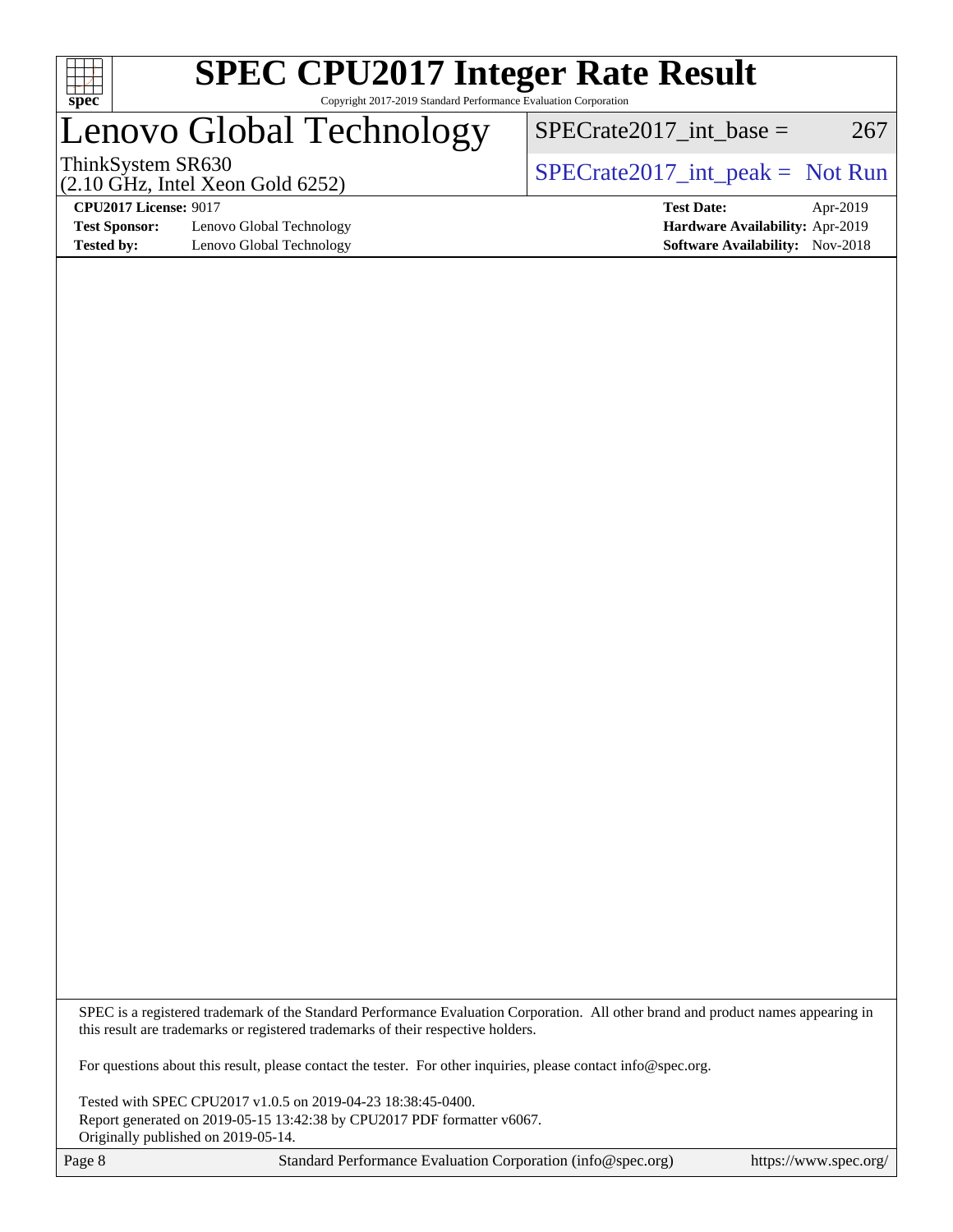SPEC is a registered trademark of the Standard Performance Evaluation Corporation. All other brand and product names appearing in this result are trademarks or registered trademarks of their respective holders.

For questions about this result, please contact the tester. For other inquiries, please contact info@spec.org.

Tested with SPEC CPU2017 v1.0.5 on 2019-04-23 18:38:45-0400.
Report generated on 2019-05-15 13:42:38 by CPU2017 PDF formatter v6067.
Originally published on 2019-05-14.